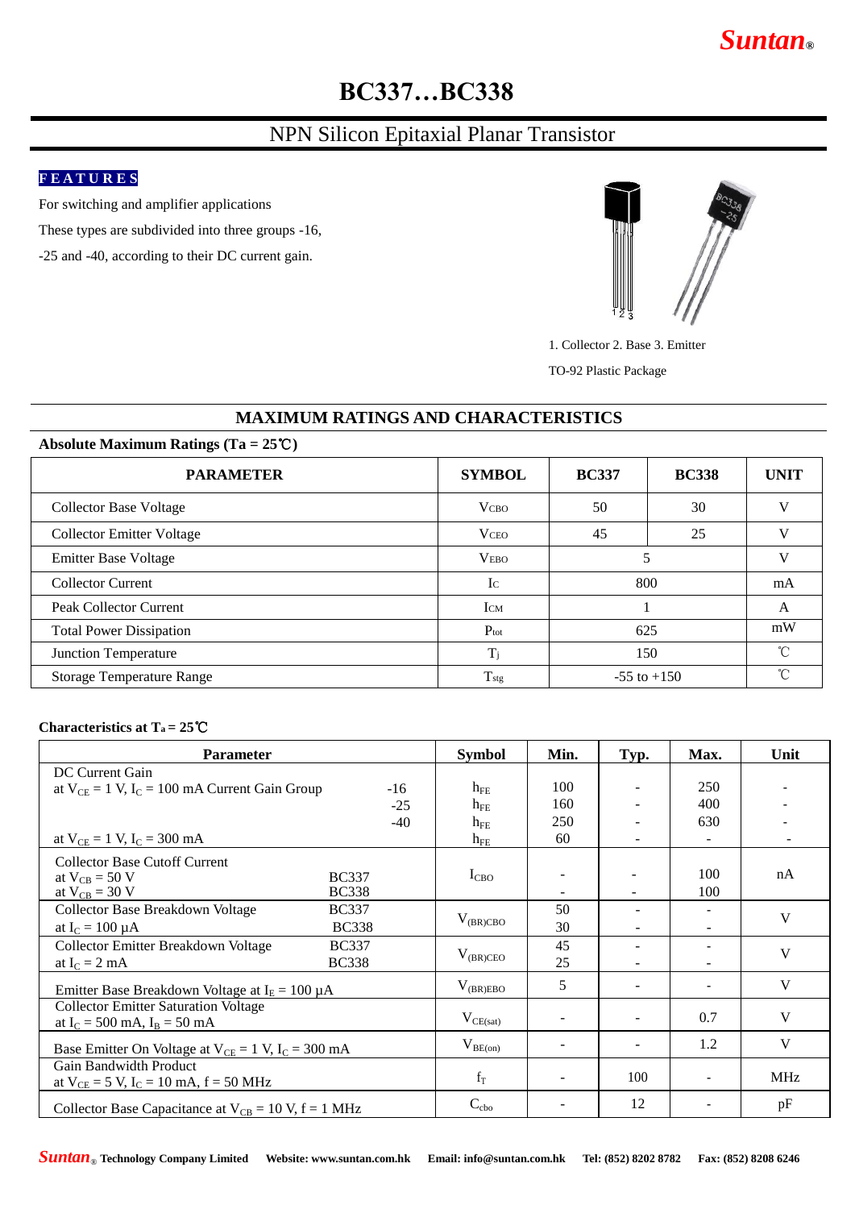# BC337…BC338

## NPN Silicon Epitaxial Planar Transistor

**FEATURES**

For switching and amplifier applications

These types are subdivided into three groups -16, -25 and -40, according to their DC current gain.

1. Collector 2. Base 3. Emitter

TO-92 Plastic Package

## MAXIMUM RATINGS AND CHARACTERISTICS

**Absolute Maximum Ratings (Ta = 25℃)**

| PARAMETER | SYMBOL | BC337 | BC338 | UNIT |
|---|---|---|---|---|
| Collector Base Voltage | $V_{CBO}$ | 50 | 30 | V |
| Collector Emitter Voltage | $V_{CEO}$ | 45 | 25 | V |
| Emitter Base Voltage | $V_{EBO}$ | 5 | | V |
| Collector Current | $I_C$ | 800 | | mA |
| Peak Collector Current | $I_{CM}$ | 1 | | A |
| Total Power Dissipation | $P_{tot}$ | 625 | | mW |
| Junction Temperature | $T_j$ | 150 | | ℃ |
| Storage Temperature Range | $T_{stg}$ | -55 to +150 | | ℃ |

**Characteristics at $T_a$ = 25℃**

| Parameter | Symbol | Min. | Typ. | Max. | Unit |
|---|---|---|---|---|---|
| DC Current Gain<br>at $V_{CE}$ = 1 V, $I_C$ = 100 mA Current Gain Group -16 | $h_{FE}$ | 100 | - | 250 | - |
| -25 | $h_{FE}$ | 160 | - | 400 | - |
| -40 | $h_{FE}$ | 250 | - | 630 | - |
| at $V_{CE}$ = 1 V, $I_C$ = 300 mA | $h_{FE}$ | 60 | - | - | - |
| Collector Base Cutoff Current<br>at $V_{CB}$ = 50 V BC337 | $I_{CBO}$ | - | - | 100 | nA |
| at $V_{CB}$ = 30 V BC338 | $I_{CBO}$ | - | - | 100 | nA |
| Collector Base Breakdown Voltage BC337<br>at $I_C$ = 100 μA | $V_{(BR)CBO}$ | 50 | - | - | V |
| BC338 | $V_{(BR)CBO}$ | 30 | - | - | V |
| Collector Emitter Breakdown Voltage BC337<br>at $I_C$ = 2 mA | $V_{(BR)CEO}$ | 45 | - | - | V |
| BC338 | $V_{(BR)CEO}$ | 25 | - | - | V |
| Emitter Base Breakdown Voltage at $I_E$ = 100 μA | $V_{(BR)EBO}$ | 5 | - | - | V |
| Collector Emitter Saturation Voltage<br>at $I_C$ = 500 mA, $I_B$ = 50 mA | $V_{CE(sat)}$ | - | - | 0.7 | V |
| Base Emitter On Voltage at $V_{CE}$ = 1 V, $I_C$ = 300 mA | $V_{BE(on)}$ | - | - | 1.2 | V |
| Gain Bandwidth Product<br>at $V_{CE}$ = 5 V, $I_C$ = 10 mA, f = 50 MHz | $f_T$ | - | 100 | - | MHz |
| Collector Base Capacitance at $V_{CB}$ = 10 V, f = 1 MHz | $C_{cbo}$ | - | 12 | - | pF |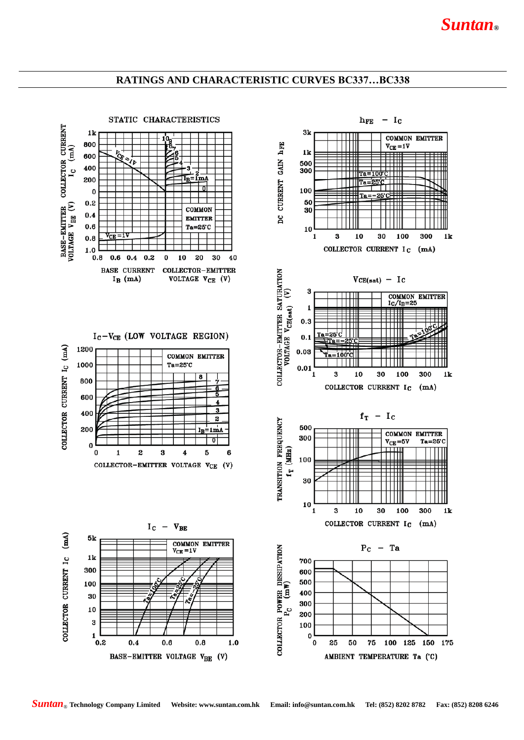## RATINGS AND CHARACTERISTIC CURVES BC337…BC338

STATIC CHARACTERISTICS

COLLECTOR CURRENT $I_C$ (mA)

1k
800
600
400
200
0
0.2
0.4
0.6
0.8
1.0

BASE-EMITTER VOLTAGE $V_{BE}$ (V)

0.8 0.6 0.4 0.2 0 10 20 30 40

BASE CURRENT $I_B$ (mA)

COLLECTOR-EMITTER VOLTAGE $V_{CE}$ (V)

$V_{CE}$=1V

10, 9, 8, 7, 6, 5, 4, 3, 2, $I_B$=1mA, 0

COMMON EMITTER
Ta=25℃

$h_{FE}$ — $I_C$

DC CURRENT GAIN $h_{FE}$

3k
1k
500
300
100
50
30
10

1 3 10 30 100 300 1k

COLLECTOR CURRENT $I_C$ (mA)

COMMON EMITTER
$V_{CE}$=1V

Ta=100℃
Ta=25℃
Ta=−25℃

$V_{CE(sat)}$ — $I_C$

COLLECTOR-EMITTER SATURATION VOLTAGE $V_{CE(sat)}$ (V)

3
1
0.3
0.1
0.03
0.01

1 3 10 30 100 300 1k

COLLECTOR CURRENT $I_C$ (mA)

COMMON EMITTER
$I_C/I_B$=25

Ta=25℃
Ta=−25℃
Ta=100℃
Ta=100℃

$I_C$−$V_{CE}$ (LOW VOLTAGE REGION)

COLLECTOR CURRENT $I_C$ (mA)

1200
1000
800
600
400
200
0

0 1 2 3 4 5 6

COLLECTOR-EMITTER VOLTAGE $V_{CE}$ (V)

COMMON EMITTER
Ta=25℃

8, 7, 6, 5, 4, 3, 2, $I_B$=1mA, 0

$f_T$ — $I_C$

TRANSITION FREQUENCY $f_T$ (MHz)

500
300
100
30
10

1 3 10 30 100 300 1k

COLLECTOR CURRENT $I_C$ (mA)

COMMON EMITTER
$V_{CE}$=5V Ta=25℃

$I_C$ — $V_{BE}$

COLLECTOR CURRENT $I_C$ (mA)

5k
1k
300
100
30
10
3
1

0.2 0.4 0.6 0.8 1.0

BASE-EMITTER VOLTAGE $V_{BE}$ (V)

COMMON EMITTER
$V_{CE}$=1V

Ta=100℃
Ta=25℃
Ta=−25℃

$P_C$ — Ta

COLLECTOR POWER DISSIPATION $P_C$ (mW)

700
600
500
400
300
200
100
0

0 25 50 75 100 125 150 175

AMBIENT TEMPERATURE Ta (℃)

*Suntan*® Technology Company Limited Website: www.suntan.com.hk Email: info@suntan.com.hk Tel: (852) 8202 8782 Fax: (852) 8208 6246